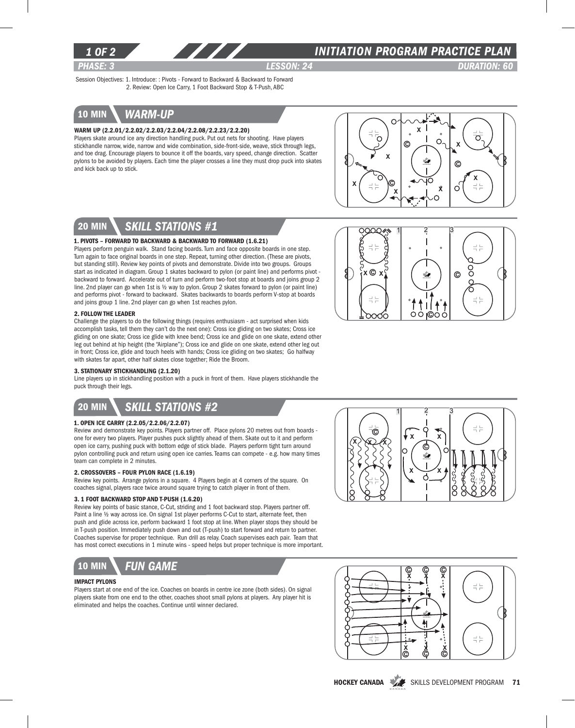# INITIATION PROGRAM PRACTICE PLAN

*PHASE: 3* | *LESSON: 24* | *DURATION: 60*

Session Objectives: 1. Introduce: : Pivots - Forward to Backward & Backward to Forward
2. Review: Open Ice Carry, 1 Foot Backward Stop & T-Push, ABC

## 10 MIN — WARM-UP

### WARM UP (2.2.01/2.2.02/2.2.03/2.2.04/2.2.08/2.2.23/2.2.20)

Players skate around ice any direction handling puck. Put out nets for shooting. Have players stickhandle narrow, wide, narrow and wide combination, side-front-side, weave, stick through legs, and toe drag. Encourage players to bounce it off the boards, vary speed, change direction. Scatter pylons to be avoided by players. Each time the player crosses a line they must drop puck into skates and kick back up to stick.

## 20 MIN — SKILL STATIONS #1

### 1. PIVOTS – FORWARD TO BACKWARD & BACKWARD TO FORWARD (1.6.21)

Players perform penguin walk. Stand facing boards. Turn and face opposite boards in one step. Turn again to face original boards in one step. Repeat, turning other direction. (These are pivots, but standing still). Review key points of pivots and demonstrate. Divide into two groups. Groups start as indicated in diagram. Group 1 skates backward to pylon (or paint line) and performs pivot - backward to forward. Accelerate out of turn and perform two-foot stop at boards and joins group 2 line. 2nd player can go when 1st is ½ way to pylon. Group 2 skates forward to pylon (or paint line) and performs pivot - forward to backward. Skates backwards to boards perform V-stop at boards and joins group 1 line. 2nd player can go when 1st reaches pylon.

### 2. FOLLOW THE LEADER

Challenge the players to do the following things (requires enthusiasm - act surprised when kids accomplish tasks, tell them they can't do the next one): Cross ice gliding on two skates; Cross ice gliding on one skate; Cross ice glide with knee bend; Cross ice and glide on one skate, extend other leg out behind at hip height (the "Airplane"); Cross ice and glide on one skate, extend other leg out in front; Cross ice, glide and touch heels with hands; Cross ice gliding on two skates; Go halfway with skates far apart, other half skates close together; Ride the Broom.

### 3. STATIONARY STICKHANDLING (2.1.20)

Line players up in stickhandling position with a puck in front of them. Have players stickhandle the puck through their legs.

## 20 MIN — SKILL STATIONS #2

### 1. OPEN ICE CARRY (2.2.05/2.2.06/2.2.07)

Review and demonstrate key points. Players partner off. Place pylons 20 metres out from boards - one for every two players. Player pushes puck slightly ahead of them. Skate out to it and perform open ice carry, pushing puck with bottom edge of stick blade. Players perform tight turn around pylon controlling puck and return using open ice carries. Teams can compete - e.g. how many times team can complete in 2 minutes.

### 2. CROSSOVERS – FOUR PYLON RACE (1.6.19)

Review key points. Arrange pylons in a square. 4 Players begin at 4 corners of the square. On coaches signal, players race twice around square trying to catch player in front of them.

### 3. 1 FOOT BACKWARD STOP AND T-PUSH (1.6.20)

Review key points of basic stance, C-Cut, striding and 1 foot backward stop. Players partner off. Paint a line ½ way across ice. On signal 1st player performs C-Cut to start, alternate feet, then push and glide across ice, perform backward 1 foot stop at line. When player stops they should be in T-push position. Immediately push down and out (T-push) to start forward and return to partner. Coaches supervise for proper technique. Run drill as relay. Coach supervises each pair. Team that has most correct executions in 1 minute wins - speed helps but proper technique is more important.

## 10 MIN — FUN GAME

### IMPACT PYLONS

Players start at one end of the ice. Coaches on boards in centre ice zone (both sides). On signal players skate from one end to the other, coaches shoot small pylons at players. Any player hit is eliminated and helps the coaches. Continue until winner declared.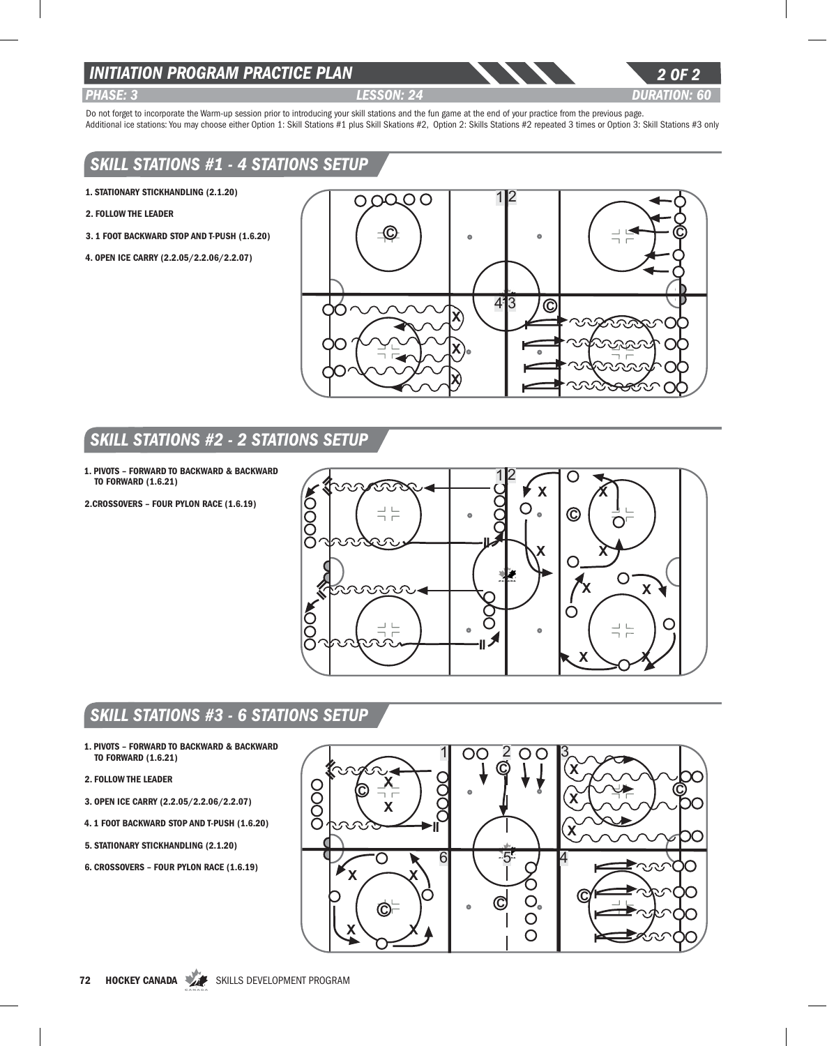# INITIATION PROGRAM PRACTICE PLAN

*PHASE: 3* *LESSON: 24* *DURATION: 60*

Do not forget to incorporate the Warm-up session prior to introducing your skill stations and the fun game at the end of your practice from the previous page.
Additional ice stations: You may choose either Option 1: Skill Stations #1 plus Skill Skations #2, Option 2: Skills Stations #2 repeated 3 times or Option 3: Skill Stations #3 only

## SKILL STATIONS #1 - 4 STATIONS SETUP

1. STATIONARY STICKHANDLING (2.1.20)
2. FOLLOW THE LEADER
3. 1 FOOT BACKWARD STOP AND T-PUSH (1.6.20)
4. OPEN ICE CARRY (2.2.05/2.2.06/2.2.07)

## SKILL STATIONS #2 - 2 STATIONS SETUP

1. PIVOTS – FORWARD TO BACKWARD & BACKWARD TO FORWARD (1.6.21)
2. CROSSOVERS – FOUR PYLON RACE (1.6.19)

## SKILL STATIONS #3 - 6 STATIONS SETUP

1. PIVOTS – FORWARD TO BACKWARD & BACKWARD TO FORWARD (1.6.21)
2. FOLLOW THE LEADER
3. OPEN ICE CARRY (2.2.05/2.2.06/2.2.07)
4. 1 FOOT BACKWARD STOP AND T-PUSH (1.6.20)
5. STATIONARY STICKHANDLING (2.1.20)
6. CROSSOVERS – FOUR PYLON RACE (1.6.19)